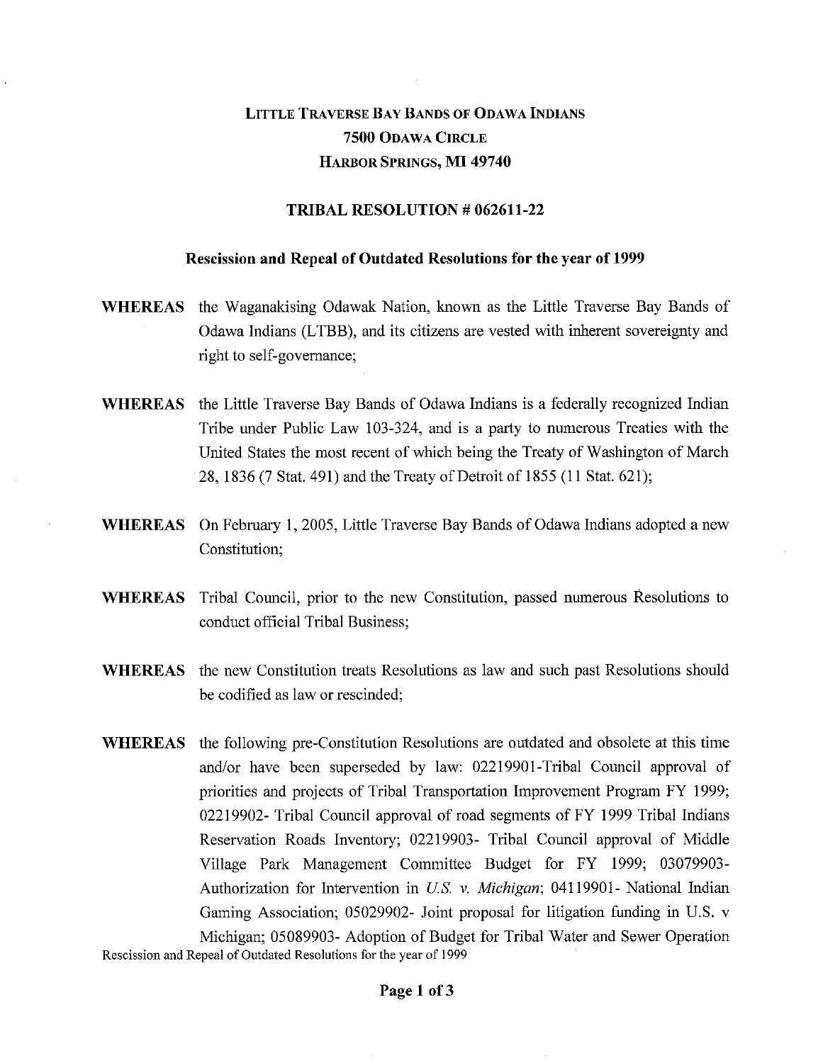# LITTLE TRAVERSE BAY BANDS OF ODAWA INDIANS
## 7500 ODAWA CIRCLE
## HARBOR SPRINGS, MI 49740

## TRIBAL RESOLUTION # 062611-22

### Rescission and Repeal of Outdated Resolutions for the year of 1999

**WHEREAS** the Waganakising Odawak Nation, known as the Little Traverse Bay Bands of Odawa Indians (LTBB), and its citizens are vested with inherent sovereignty and right to self-governance;

**WHEREAS** the Little Traverse Bay Bands of Odawa Indians is a federally recognized Indian Tribe under Public Law 103-324, and is a party to numerous Treaties with the United States the most recent of which being the Treaty of Washington of March 28, 1836 (7 Stat. 491) and the Treaty of Detroit of 1855 (11 Stat. 621);

**WHEREAS** On February 1, 2005, Little Traverse Bay Bands of Odawa Indians adopted a new Constitution;

**WHEREAS** Tribal Council, prior to the new Constitution, passed numerous Resolutions to conduct official Tribal Business;

**WHEREAS** the new Constitution treats Resolutions as law and such past Resolutions should be codified as law or rescinded;

**WHEREAS** the following pre-Constitution Resolutions are outdated and obsolete at this time and/or have been superseded by law: 02219901-Tribal Council approval of priorities and projects of Tribal Transportation Improvement Program FY 1999; 02219902- Tribal Council approval of road segments of FY 1999 Tribal Indians Reservation Roads Inventory; 02219903- Tribal Council approval of Middle Village Park Management Committee Budget for FY 1999; 03079903- Authorization for Intervention in *U.S. v. Michigan*; 04119901- National Indian Gaming Association; 05029902- Joint proposal for litigation funding in U.S. v Michigan; 05089903- Adoption of Budget for Tribal Water and Sewer Operation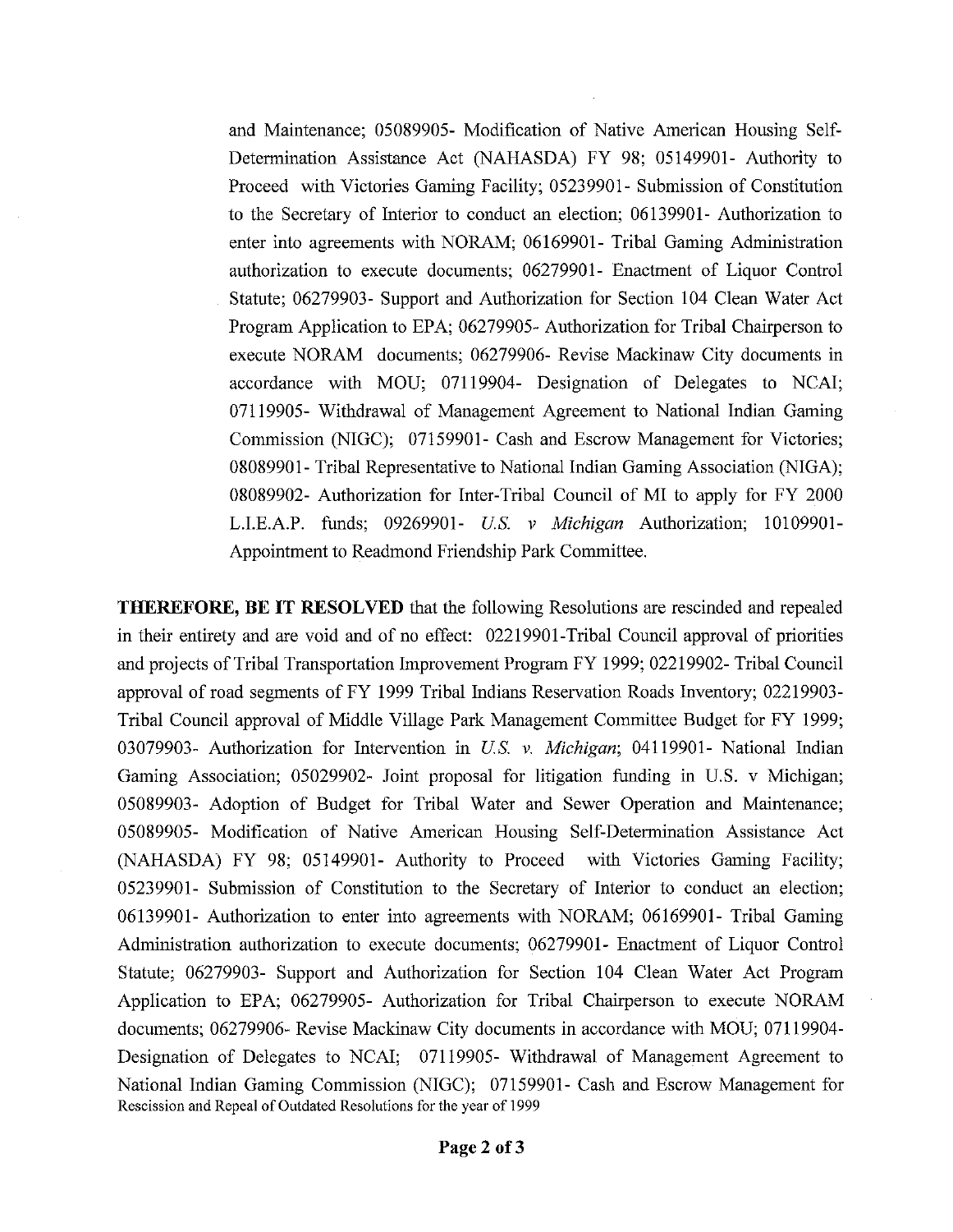and Maintenance; 05089905- Modification of Native American Housing Self-Determination Assistance Act (NAHASDA) FY 98; 05149901- Authority to Proceed with Victories Gaming Facility; 05239901- Submission of Constitution to the Secretary of Interior to conduct an election; 06139901- Authorization to enter into agreements with NORAM; 06169901- Tribal Gaming Administration authorization to execute documents; 06279901- Enactment of Liquor Control Statute; 06279903- Support and Authorization for Section 104 Clean Water Act Program Application to EPA; 06279905- Authorization for Tribal Chairperson to execute NORAM documents; 06279906- Revise Mackinaw City documents in accordance with MOU; 07119904- Designation of Delegates to NCAI; 07119905- Withdrawal of Management Agreement to National Indian Gaming Commission (NIGC); 07159901- Cash and Escrow Management for Victories; 08089901- Tribal Representative to National Indian Gaming Association (NIGA); 08089902- Authorization for Inter-Tribal Council of MI to apply for FY 2000 L.I.E.A.P. funds; 09269901- *U.S. v Michigan* Authorization; 10109901- Appointment to Readmond Friendship Park Committee.

**THEREFORE, BE IT RESOLVED** that the following Resolutions are rescinded and repealed in their entirety and are void and of no effect: 02219901-Tribal Council approval of priorities and projects of Tribal Transportation Improvement Program FY 1999; 02219902- Tribal Council approval of road segments of FY 1999 Tribal Indians Reservation Roads Inventory; 02219903- Tribal Council approval of Middle Village Park Management Committee Budget for FY 1999; 03079903- Authorization for Intervention in *U.S. v. Michigan*; 04119901- National Indian Gaming Association; 05029902- Joint proposal for litigation funding in U.S. v Michigan; 05089903- Adoption of Budget for Tribal Water and Sewer Operation and Maintenance; 05089905- Modification of Native American Housing Self-Determination Assistance Act (NAHASDA) FY 98; 05149901- Authority to Proceed with Victories Gaming Facility; 05239901- Submission of Constitution to the Secretary of Interior to conduct an election; 06139901- Authorization to enter into agreements with NORAM; 06169901- Tribal Gaming Administration authorization to execute documents; 06279901- Enactment of Liquor Control Statute; 06279903- Support and Authorization for Section 104 Clean Water Act Program Application to EPA; 06279905- Authorization for Tribal Chairperson to execute NORAM documents; 06279906- Revise Mackinaw City documents in accordance with MOU; 07119904- Designation of Delegates to NCAI; 07119905- Withdrawal of Management Agreement to National Indian Gaming Commission (NIGC); 07159901- Cash and Escrow Management for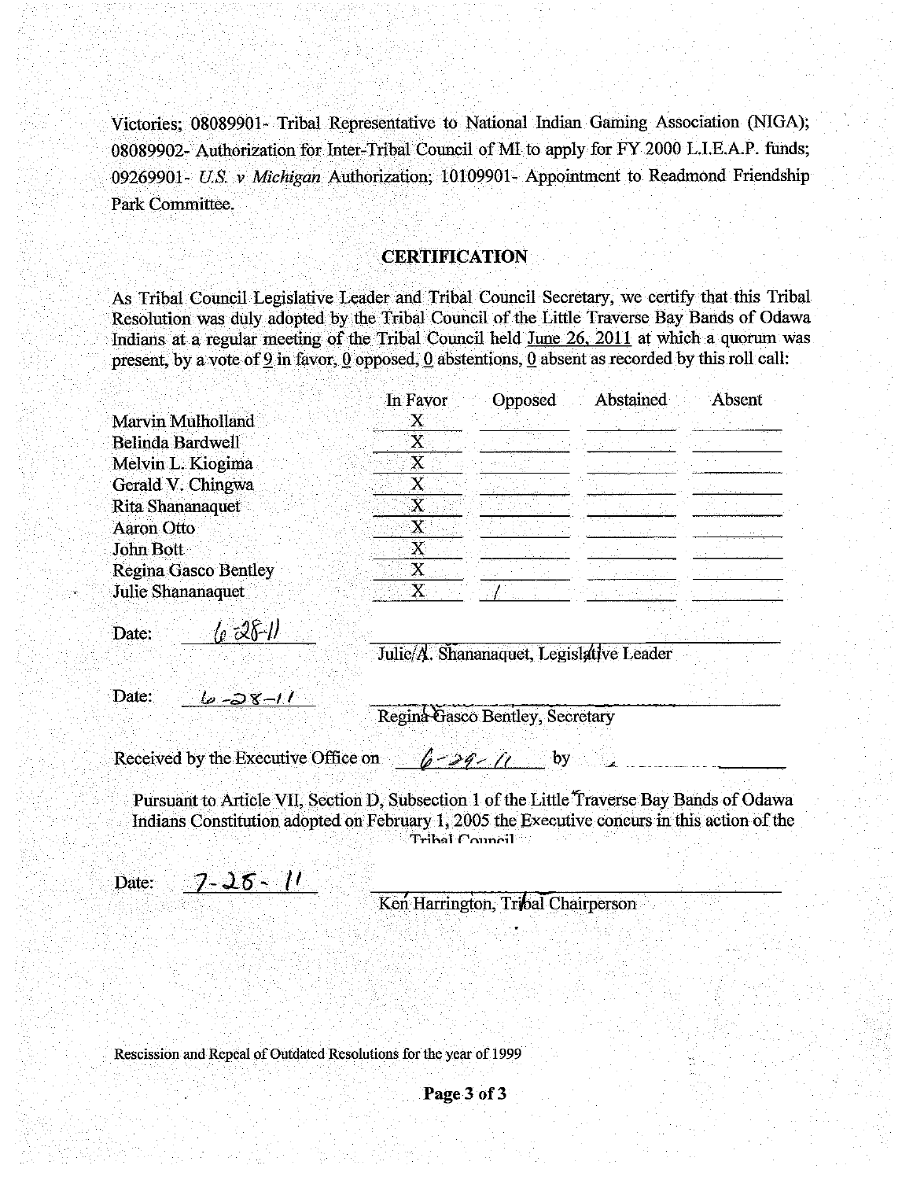Victories; 08089901- Tribal Representative to National Indian Gaming Association (NIGA); 08089902- Authorization for Inter-Tribal Council of MI to apply for FY 2000 L.I.E.A.P. funds; 09269901- *U.S. v Michigan* Authorization; 10109901- Appointment to Readmond Friendship Park Committee.

## CERTIFICATION

As Tribal Council Legislative Leader and Tribal Council Secretary, we certify that this Tribal Resolution was duly adopted by the Tribal Council of the Little Traverse Bay Bands of Odawa Indians at a regular meeting of the Tribal Council held June 26, 2011 at which a quorum was present, by a vote of 9 in favor, 0 opposed, 0 abstentions, 0 absent as recorded by this roll call:

| | In Favor | Opposed | Abstained | Absent |
|---|---|---|---|---|
| Marvin Mulholland | X | | | |
| Belinda Bardwell | X | | | |
| Melvin L. Kiogima | X | | | |
| Gerald V. Chingwa | X | | | |
| Rita Shananaquet | X | | | |
| Aaron Otto | X | | | |
| John Bott | X | | | |
| Regina Gasco Bentley | X | | | |
| Julie Shananaquet | X | / | | |

Date: 6-28-11 ______________________________
Julie A. Shananaquet, Legislative Leader

Date: 6-28-11 ______________________________
Regina Gasco Bentley, Secretary

Received by the Executive Office on 6-29-11 by ______________

Pursuant to Article VII, Section D, Subsection 1 of the Little Traverse Bay Bands of Odawa Indians Constitution adopted on February 1, 2005 the Executive concurs in this action of the Tribal Council

Date: 7-28-11 ______________________________
Ken Harrington, Tribal Chairperson

Rescission and Repeal of Outdated Resolutions for the year of 1999